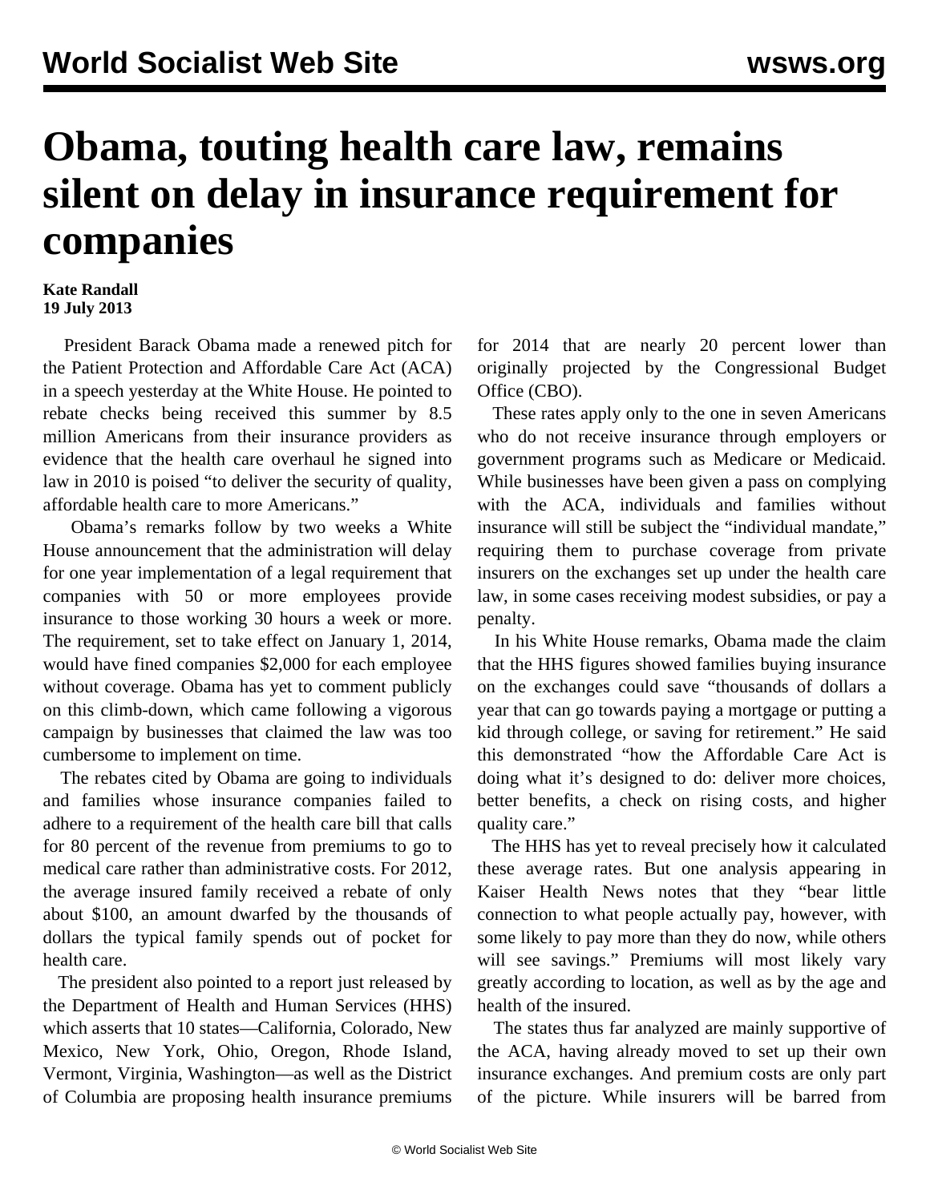# Obama, touting health care law, remains silent on delay in insurance requirement for companies

**Kate Randall**
**19 July 2013**

President Barack Obama made a renewed pitch for the Patient Protection and Affordable Care Act (ACA) in a speech yesterday at the White House. He pointed to rebate checks being received this summer by 8.5 million Americans from their insurance providers as evidence that the health care overhaul he signed into law in 2010 is poised "to deliver the security of quality, affordable health care to more Americans."

Obama's remarks follow by two weeks a White House announcement that the administration will delay for one year implementation of a legal requirement that companies with 50 or more employees provide insurance to those working 30 hours a week or more. The requirement, set to take effect on January 1, 2014, would have fined companies $2,000 for each employee without coverage. Obama has yet to comment publicly on this climb-down, which came following a vigorous campaign by businesses that claimed the law was too cumbersome to implement on time.

The rebates cited by Obama are going to individuals and families whose insurance companies failed to adhere to a requirement of the health care bill that calls for 80 percent of the revenue from premiums to go to medical care rather than administrative costs. For 2012, the average insured family received a rebate of only about $100, an amount dwarfed by the thousands of dollars the typical family spends out of pocket for health care.

The president also pointed to a report just released by the Department of Health and Human Services (HHS) which asserts that 10 states—California, Colorado, New Mexico, New York, Ohio, Oregon, Rhode Island, Vermont, Virginia, Washington—as well as the District of Columbia are proposing health insurance premiums for 2014 that are nearly 20 percent lower than originally projected by the Congressional Budget Office (CBO).

These rates apply only to the one in seven Americans who do not receive insurance through employers or government programs such as Medicare or Medicaid. While businesses have been given a pass on complying with the ACA, individuals and families without insurance will still be subject the "individual mandate," requiring them to purchase coverage from private insurers on the exchanges set up under the health care law, in some cases receiving modest subsidies, or pay a penalty.

In his White House remarks, Obama made the claim that the HHS figures showed families buying insurance on the exchanges could save "thousands of dollars a year that can go towards paying a mortgage or putting a kid through college, or saving for retirement." He said this demonstrated "how the Affordable Care Act is doing what it's designed to do: deliver more choices, better benefits, a check on rising costs, and higher quality care."

The HHS has yet to reveal precisely how it calculated these average rates. But one analysis appearing in Kaiser Health News notes that they "bear little connection to what people actually pay, however, with some likely to pay more than they do now, while others will see savings." Premiums will most likely vary greatly according to location, as well as by the age and health of the insured.

The states thus far analyzed are mainly supportive of the ACA, having already moved to set up their own insurance exchanges. And premium costs are only part of the picture. While insurers will be barred from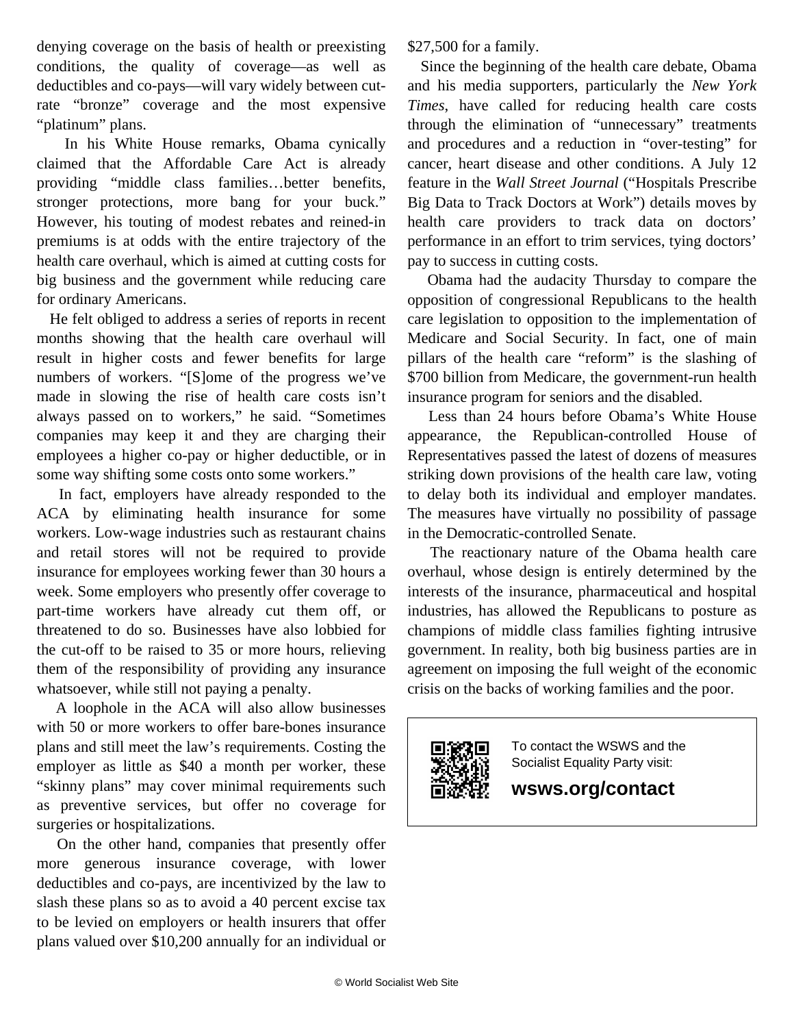denying coverage on the basis of health or preexisting conditions, the quality of coverage—as well as deductibles and co-pays—will vary widely between cut-rate “bronze” coverage and the most expensive “platinum” plans.

In his White House remarks, Obama cynically claimed that the Affordable Care Act is already providing “middle class families…better benefits, stronger protections, more bang for your buck.” However, his touting of modest rebates and reined-in premiums is at odds with the entire trajectory of the health care overhaul, which is aimed at cutting costs for big business and the government while reducing care for ordinary Americans.

He felt obliged to address a series of reports in recent months showing that the health care overhaul will result in higher costs and fewer benefits for large numbers of workers. “[S]ome of the progress we’ve made in slowing the rise of health care costs isn’t always passed on to workers,” he said. “Sometimes companies may keep it and they are charging their employees a higher co-pay or higher deductible, or in some way shifting some costs onto some workers.”

In fact, employers have already responded to the ACA by eliminating health insurance for some workers. Low-wage industries such as restaurant chains and retail stores will not be required to provide insurance for employees working fewer than 30 hours a week. Some employers who presently offer coverage to part-time workers have already cut them off, or threatened to do so. Businesses have also lobbied for the cut-off to be raised to 35 or more hours, relieving them of the responsibility of providing any insurance whatsoever, while still not paying a penalty.

A loophole in the ACA will also allow businesses with 50 or more workers to offer bare-bones insurance plans and still meet the law’s requirements. Costing the employer as little as $40 a month per worker, these “skinny plans” may cover minimal requirements such as preventive services, but offer no coverage for surgeries or hospitalizations.

On the other hand, companies that presently offer more generous insurance coverage, with lower deductibles and co-pays, are incentivized by the law to slash these plans so as to avoid a 40 percent excise tax to be levied on employers or health insurers that offer plans valued over $10,200 annually for an individual or $27,500 for a family.

Since the beginning of the health care debate, Obama and his media supporters, particularly the *New York Times*, have called for reducing health care costs through the elimination of “unnecessary” treatments and procedures and a reduction in “over-testing” for cancer, heart disease and other conditions. A July 12 feature in the *Wall Street Journal* (“Hospitals Prescribe Big Data to Track Doctors at Work”) details moves by health care providers to track data on doctors’ performance in an effort to trim services, tying doctors’ pay to success in cutting costs.

Obama had the audacity Thursday to compare the opposition of congressional Republicans to the health care legislation to opposition to the implementation of Medicare and Social Security. In fact, one of main pillars of the health care “reform” is the slashing of $700 billion from Medicare, the government-run health insurance program for seniors and the disabled.

Less than 24 hours before Obama’s White House appearance, the Republican-controlled House of Representatives passed the latest of dozens of measures striking down provisions of the health care law, voting to delay both its individual and employer mandates. The measures have virtually no possibility of passage in the Democratic-controlled Senate.

The reactionary nature of the Obama health care overhaul, whose design is entirely determined by the interests of the insurance, pharmaceutical and hospital industries, has allowed the Republicans to posture as champions of middle class families fighting intrusive government. In reality, both big business parties are in agreement on imposing the full weight of the economic crisis on the backs of working families and the poor.

To contact the WSWS and the Socialist Equality Party visit:

**wsws.org/contact**